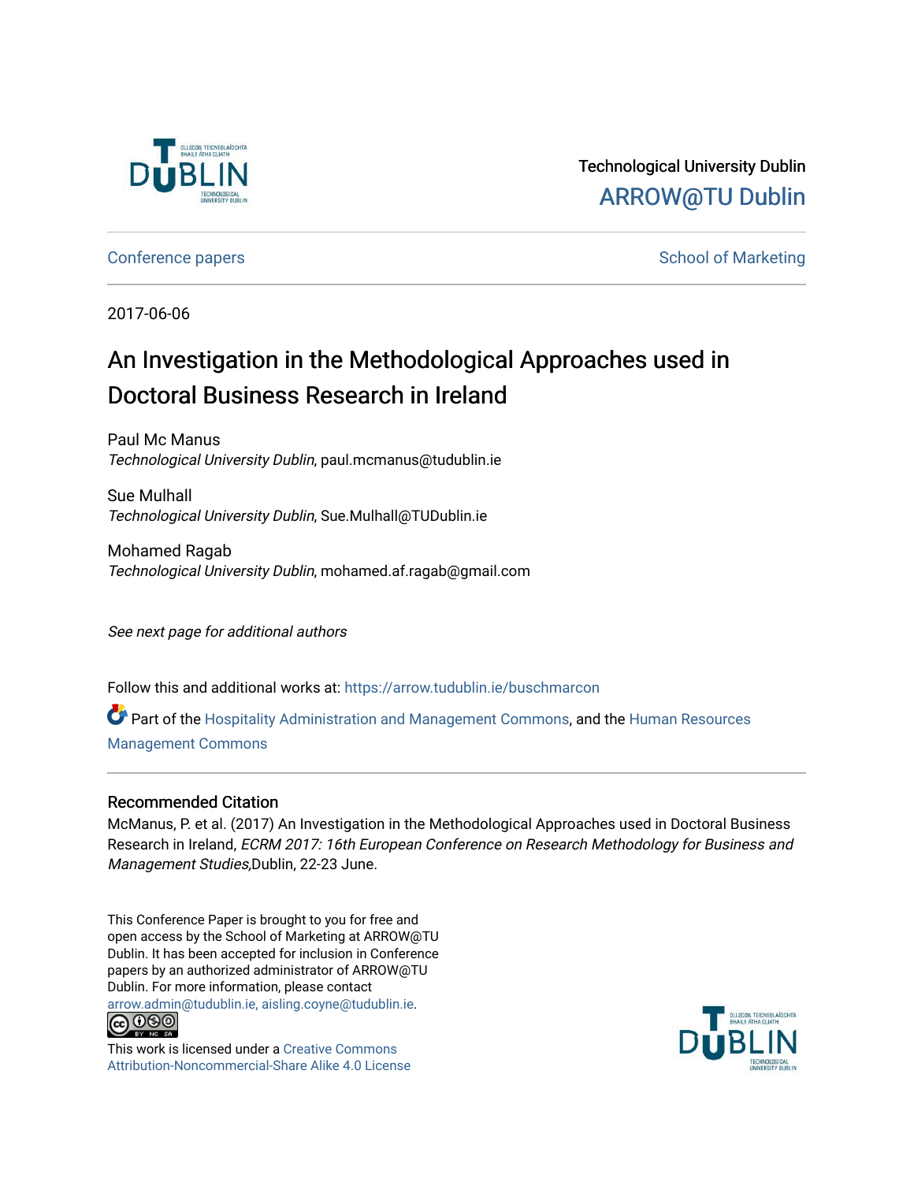Technological University Dublin

ARROW@TU Dublin

Conference papers

School of Marketing

2017-06-06

# An Investigation in the Methodological Approaches used in Doctoral Business Research in Ireland

Paul Mc Manus
*Technological University Dublin*, paul.mcmanus@tudublin.ie

Sue Mulhall
*Technological University Dublin*, Sue.Mulhall@TUDublin.ie

Mohamed Ragab
*Technological University Dublin*, mohamed.af.ragab@gmail.com

*See next page for additional authors*

Follow this and additional works at: https://arrow.tudublin.ie/buschmarcon

Part of the Hospitality Administration and Management Commons, and the Human Resources Management Commons

## Recommended Citation

McManus, P. et al. (2017) An Investigation in the Methodological Approaches used in Doctoral Business Research in Ireland, *ECRM 2017: 16th European Conference on Research Methodology for Business and Management Studies,*Dublin, 22-23 June.

This Conference Paper is brought to you for free and open access by the School of Marketing at ARROW@TU Dublin. It has been accepted for inclusion in Conference papers by an authorized administrator of ARROW@TU Dublin. For more information, please contact arrow.admin@tudublin.ie, aisling.coyne@tudublin.ie.

This work is licensed under a Creative Commons Attribution-Noncommercial-Share Alike 4.0 License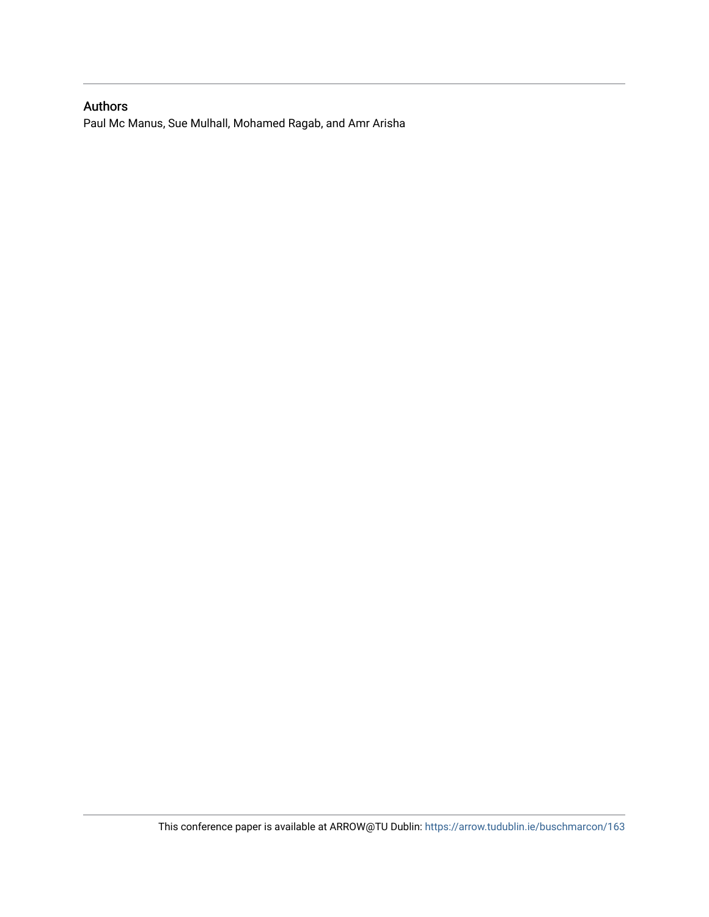## Authors

Paul Mc Manus, Sue Mulhall, Mohamed Ragab, and Amr Arisha

This conference paper is available at ARROW@TU Dublin: https://arrow.tudublin.ie/buschmarcon/163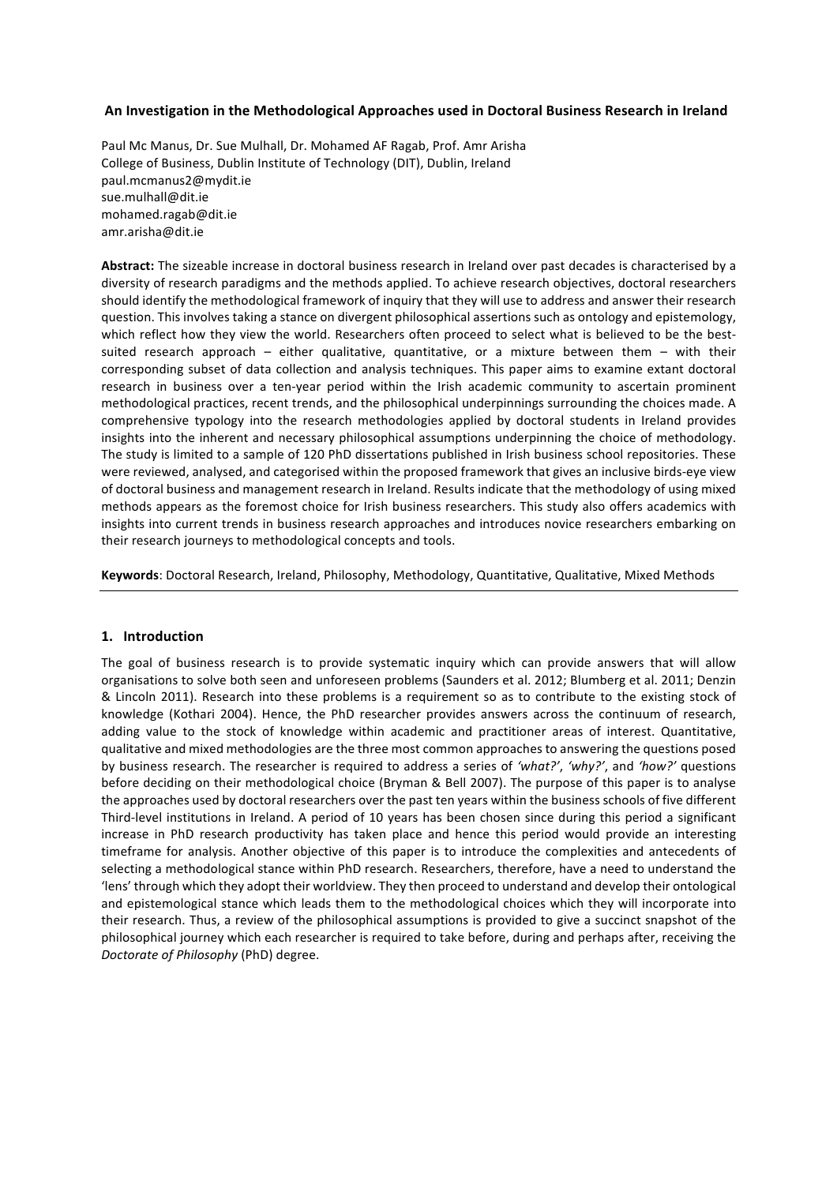**An Investigation in the Methodological Approaches used in Doctoral Business Research in Ireland**

Paul Mc Manus, Dr. Sue Mulhall, Dr. Mohamed AF Ragab, Prof. Amr Arisha
College of Business, Dublin Institute of Technology (DIT), Dublin, Ireland
paul.mcmanus2@mydit.ie
sue.mulhall@dit.ie
mohamed.ragab@dit.ie
amr.arisha@dit.ie

**Abstract:** The sizeable increase in doctoral business research in Ireland over past decades is characterised by a diversity of research paradigms and the methods applied. To achieve research objectives, doctoral researchers should identify the methodological framework of inquiry that they will use to address and answer their research question. This involves taking a stance on divergent philosophical assertions such as ontology and epistemology, which reflect how they view the world. Researchers often proceed to select what is believed to be the best-suited research approach – either qualitative, quantitative, or a mixture between them – with their corresponding subset of data collection and analysis techniques. This paper aims to examine extant doctoral research in business over a ten-year period within the Irish academic community to ascertain prominent methodological practices, recent trends, and the philosophical underpinnings surrounding the choices made. A comprehensive typology into the research methodologies applied by doctoral students in Ireland provides insights into the inherent and necessary philosophical assumptions underpinning the choice of methodology. The study is limited to a sample of 120 PhD dissertations published in Irish business school repositories. These were reviewed, analysed, and categorised within the proposed framework that gives an inclusive birds-eye view of doctoral business and management research in Ireland. Results indicate that the methodology of using mixed methods appears as the foremost choice for Irish business researchers. This study also offers academics with insights into current trends in business research approaches and introduces novice researchers embarking on their research journeys to methodological concepts and tools.

**Keywords**: Doctoral Research, Ireland, Philosophy, Methodology, Quantitative, Qualitative, Mixed Methods

## 1. Introduction

The goal of business research is to provide systematic inquiry which can provide answers that will allow organisations to solve both seen and unforeseen problems (Saunders et al. 2012; Blumberg et al. 2011; Denzin & Lincoln 2011). Research into these problems is a requirement so as to contribute to the existing stock of knowledge (Kothari 2004). Hence, the PhD researcher provides answers across the continuum of research, adding value to the stock of knowledge within academic and practitioner areas of interest. Quantitative, qualitative and mixed methodologies are the three most common approaches to answering the questions posed by business research. The researcher is required to address a series of *'what?'*, *'why?'*, and *'how?'* questions before deciding on their methodological choice (Bryman & Bell 2007). The purpose of this paper is to analyse the approaches used by doctoral researchers over the past ten years within the business schools of five different Third-level institutions in Ireland. A period of 10 years has been chosen since during this period a significant increase in PhD research productivity has taken place and hence this period would provide an interesting timeframe for analysis. Another objective of this paper is to introduce the complexities and antecedents of selecting a methodological stance within PhD research. Researchers, therefore, have a need to understand the 'lens' through which they adopt their worldview. They then proceed to understand and develop their ontological and epistemological stance which leads them to the methodological choices which they will incorporate into their research. Thus, a review of the philosophical assumptions is provided to give a succinct snapshot of the philosophical journey which each researcher is required to take before, during and perhaps after, receiving the *Doctorate of Philosophy* (PhD) degree.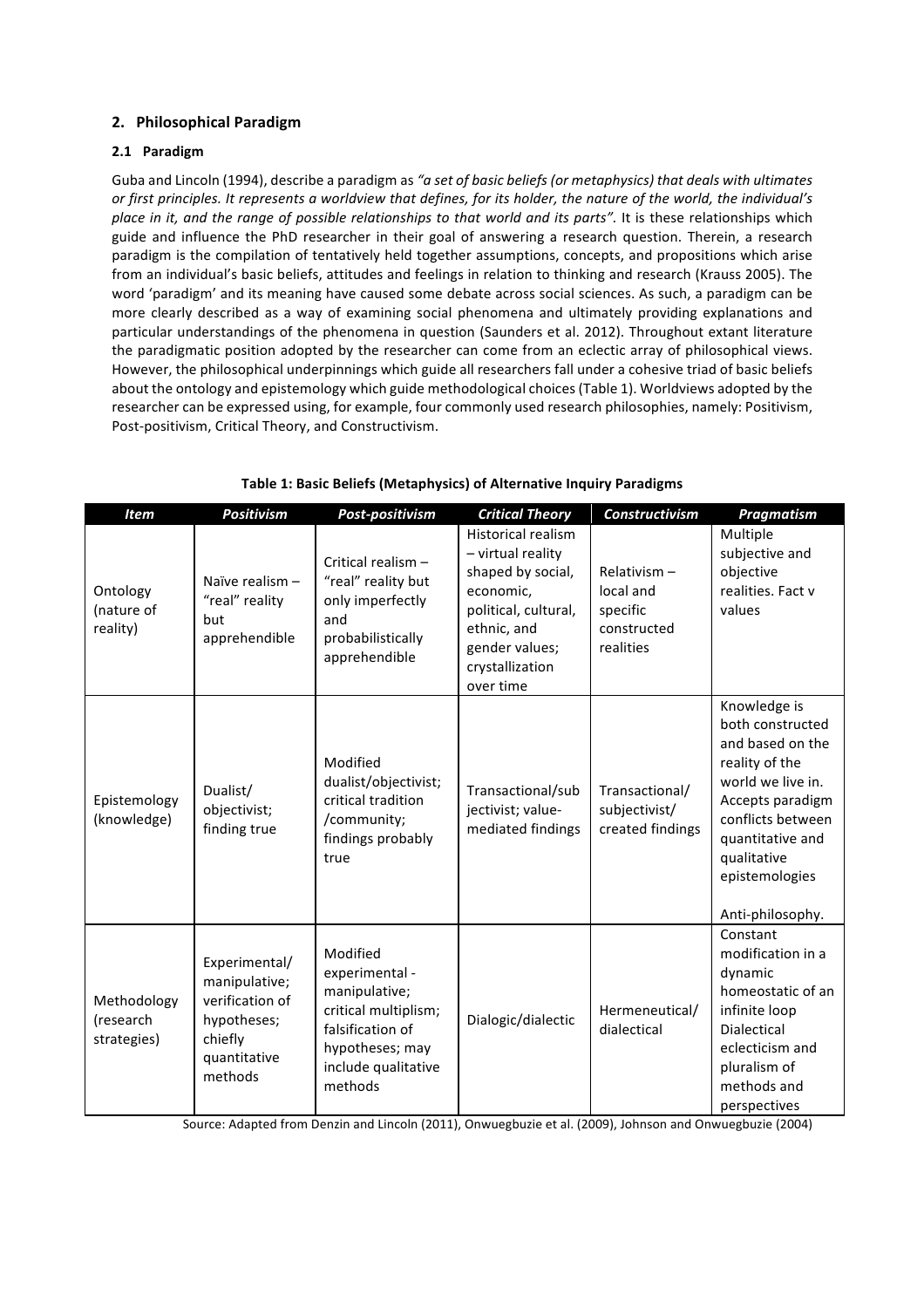## 2. Philosophical Paradigm

### 2.1 Paradigm

Guba and Lincoln (1994), describe a paradigm as *"a set of basic beliefs (or metaphysics) that deals with ultimates or first principles. It represents a worldview that defines, for its holder, the nature of the world, the individual's place in it, and the range of possible relationships to that world and its parts"*. It is these relationships which guide and influence the PhD researcher in their goal of answering a research question. Therein, a research paradigm is the compilation of tentatively held together assumptions, concepts, and propositions which arise from an individual's basic beliefs, attitudes and feelings in relation to thinking and research (Krauss 2005). The word 'paradigm' and its meaning have caused some debate across social sciences. As such, a paradigm can be more clearly described as a way of examining social phenomena and ultimately providing explanations and particular understandings of the phenomena in question (Saunders et al. 2012). Throughout extant literature the paradigmatic position adopted by the researcher can come from an eclectic array of philosophical views. However, the philosophical underpinnings which guide all researchers fall under a cohesive triad of basic beliefs about the ontology and epistemology which guide methodological choices (Table 1). Worldviews adopted by the researcher can be expressed using, for example, four commonly used research philosophies, namely: Positivism, Post-positivism, Critical Theory, and Constructivism.

**Table 1: Basic Beliefs (Metaphysics) of Alternative Inquiry Paradigms**

| *Item* | *Positivism* | *Post-positivism* | *Critical Theory* | *Constructivism* | *Pragmatism* |
|---|---|---|---|---|---|
| Ontology (nature of reality) | Naïve realism – "real" reality but apprehendible | Critical realism – "real" reality but only imperfectly and probabilistically apprehendible | Historical realism – virtual reality shaped by social, economic, political, cultural, ethnic, and gender values; crystallization over time | Relativism – local and specific constructed realities | Multiple subjective and objective realities. Fact v values |
| Epistemology (knowledge) | Dualist/ objectivist; finding true | Modified dualist/objectivist; critical tradition /community; findings probably true | Transactional/subjectivist; value-mediated findings | Transactional/ subjectivist/ created findings | Knowledge is both constructed and based on the reality of the world we live in. Accepts paradigm conflicts between quantitative and qualitative epistemologies<br><br>Anti-philosophy. |
| Methodology (research strategies) | Experimental/ manipulative; verification of hypotheses; chiefly quantitative methods | Modified experimental - manipulative; critical multiplism; falsification of hypotheses; may include qualitative methods | Dialogic/dialectic | Hermeneutical/ dialectical | Constant modification in a dynamic homeostatic of an infinite loop Dialectical eclecticism and pluralism of methods and perspectives |

Source: Adapted from Denzin and Lincoln (2011), Onwuegbuzie et al. (2009), Johnson and Onwuegbuzie (2004)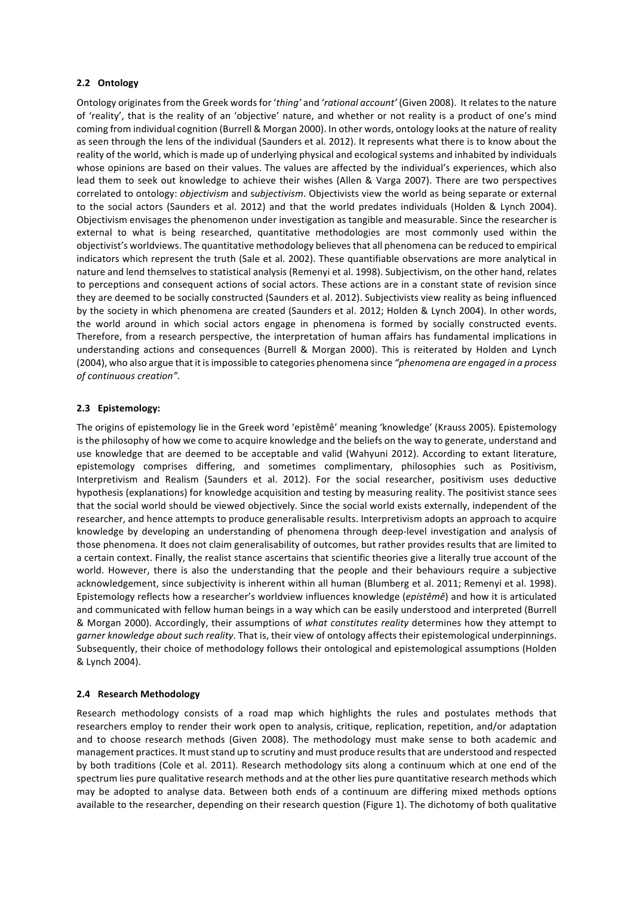### 2.2 Ontology

Ontology originates from the Greek words for '*thing'* and '*rational account'* (Given 2008). It relates to the nature of 'reality', that is the reality of an 'objective' nature, and whether or not reality is a product of one's mind coming from individual cognition (Burrell & Morgan 2000). In other words, ontology looks at the nature of reality as seen through the lens of the individual (Saunders et al. 2012). It represents what there is to know about the reality of the world, which is made up of underlying physical and ecological systems and inhabited by individuals whose opinions are based on their values. The values are affected by the individual's experiences, which also lead them to seek out knowledge to achieve their wishes (Allen & Varga 2007). There are two perspectives correlated to ontology: *objectivism* and *subjectivism*. Objectivists view the world as being separate or external to the social actors (Saunders et al. 2012) and that the world predates individuals (Holden & Lynch 2004). Objectivism envisages the phenomenon under investigation as tangible and measurable. Since the researcher is external to what is being researched, quantitative methodologies are most commonly used within the objectivist's worldviews. The quantitative methodology believes that all phenomena can be reduced to empirical indicators which represent the truth (Sale et al. 2002). These quantifiable observations are more analytical in nature and lend themselves to statistical analysis (Remenyi et al. 1998). Subjectivism, on the other hand, relates to perceptions and consequent actions of social actors. These actions are in a constant state of revision since they are deemed to be socially constructed (Saunders et al. 2012). Subjectivists view reality as being influenced by the society in which phenomena are created (Saunders et al. 2012; Holden & Lynch 2004). In other words, the world around in which social actors engage in phenomena is formed by socially constructed events. Therefore, from a research perspective, the interpretation of human affairs has fundamental implications in understanding actions and consequences (Burrell & Morgan 2000). This is reiterated by Holden and Lynch (2004), who also argue that it is impossible to categories phenomena since *"phenomena are engaged in a process of continuous creation"*.

### 2.3 Epistemology:

The origins of epistemology lie in the Greek word 'epistêmê' meaning 'knowledge' (Krauss 2005). Epistemology is the philosophy of how we come to acquire knowledge and the beliefs on the way to generate, understand and use knowledge that are deemed to be acceptable and valid (Wahyuni 2012). According to extant literature, epistemology comprises differing, and sometimes complimentary, philosophies such as Positivism, Interpretivism and Realism (Saunders et al. 2012). For the social researcher, positivism uses deductive hypothesis (explanations) for knowledge acquisition and testing by measuring reality. The positivist stance sees that the social world should be viewed objectively. Since the social world exists externally, independent of the researcher, and hence attempts to produce generalisable results. Interpretivism adopts an approach to acquire knowledge by developing an understanding of phenomena through deep-level investigation and analysis of those phenomena. It does not claim generalisability of outcomes, but rather provides results that are limited to a certain context. Finally, the realist stance ascertains that scientific theories give a literally true account of the world. However, there is also the understanding that the people and their behaviours require a subjective acknowledgement, since subjectivity is inherent within all human (Blumberg et al. 2011; Remenyi et al. 1998). Epistemology reflects how a researcher's worldview influences knowledge (*epistêmê*) and how it is articulated and communicated with fellow human beings in a way which can be easily understood and interpreted (Burrell & Morgan 2000). Accordingly, their assumptions of *what constitutes reality* determines how they attempt to *garner knowledge about such reality*. That is, their view of ontology affects their epistemological underpinnings. Subsequently, their choice of methodology follows their ontological and epistemological assumptions (Holden & Lynch 2004).

### 2.4 Research Methodology

Research methodology consists of a road map which highlights the rules and postulates methods that researchers employ to render their work open to analysis, critique, replication, repetition, and/or adaptation and to choose research methods (Given 2008). The methodology must make sense to both academic and management practices. It must stand up to scrutiny and must produce results that are understood and respected by both traditions (Cole et al. 2011). Research methodology sits along a continuum which at one end of the spectrum lies pure qualitative research methods and at the other lies pure quantitative research methods which may be adopted to analyse data. Between both ends of a continuum are differing mixed methods options available to the researcher, depending on their research question (Figure 1). The dichotomy of both qualitative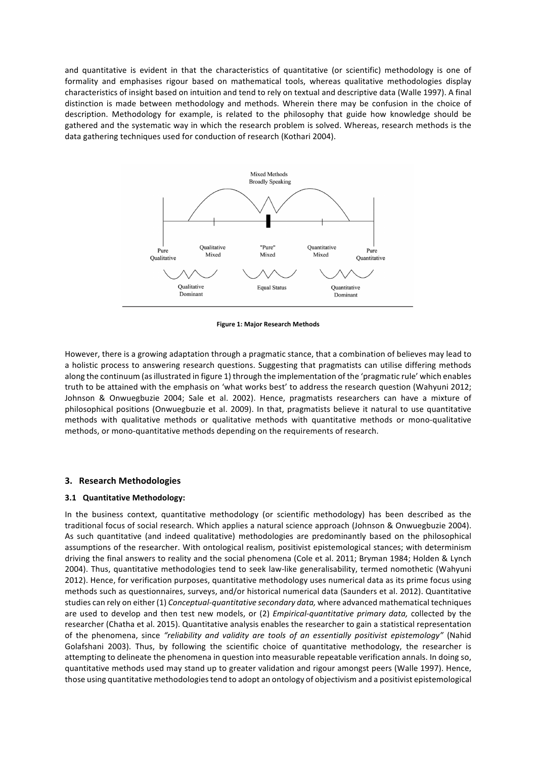and quantitative is evident in that the characteristics of quantitative (or scientific) methodology is one of formality and emphasises rigour based on mathematical tools, whereas qualitative methodologies display characteristics of insight based on intuition and tend to rely on textual and descriptive data (Walle 1997). A final distinction is made between methodology and methods. Wherein there may be confusion in the choice of description. Methodology for example, is related to the philosophy that guide how knowledge should be gathered and the systematic way in which the research problem is solved. Whereas, research methods is the data gathering techniques used for conduction of research (Kothari 2004).

Mixed Methods Broadly Speaking

Pure Qualitative | Qualitative Mixed | "Pure" Mixed | Quantitative Mixed | Pure Quantitative

Qualitative Dominant | Equal Status | Quantitative Dominant

**Figure 1: Major Research Methods**

However, there is a growing adaptation through a pragmatic stance, that a combination of believes may lead to a holistic process to answering research questions. Suggesting that pragmatists can utilise differing methods along the continuum (as illustrated in figure 1) through the implementation of the 'pragmatic rule' which enables truth to be attained with the emphasis on 'what works best' to address the research question (Wahyuni 2012; Johnson & Onwuegbuzie 2004; Sale et al. 2002). Hence, pragmatists researchers can have a mixture of philosophical positions (Onwuegbuzie et al. 2009). In that, pragmatists believe it natural to use quantitative methods with qualitative methods or qualitative methods with quantitative methods or mono-qualitative methods, or mono-quantitative methods depending on the requirements of research.

## 3. Research Methodologies

### 3.1 Quantitative Methodology:

In the business context, quantitative methodology (or scientific methodology) has been described as the traditional focus of social research. Which applies a natural science approach (Johnson & Onwuegbuzie 2004). As such quantitative (and indeed qualitative) methodologies are predominantly based on the philosophical assumptions of the researcher. With ontological realism, positivist epistemological stances; with determinism driving the final answers to reality and the social phenomena (Cole et al. 2011; Bryman 1984; Holden & Lynch 2004). Thus, quantitative methodologies tend to seek law-like generalisability, termed nomothetic (Wahyuni 2012). Hence, for verification purposes, quantitative methodology uses numerical data as its prime focus using methods such as questionnaires, surveys, and/or historical numerical data (Saunders et al. 2012). Quantitative studies can rely on either (1) *Conceptual-quantitative secondary data,* where advanced mathematical techniques are used to develop and then test new models, or (2) *Empirical-quantitative primary data,* collected by the researcher (Chatha et al. 2015). Quantitative analysis enables the researcher to gain a statistical representation of the phenomena, since *"reliability and validity are tools of an essentially positivist epistemology"* (Nahid Golafshani 2003). Thus, by following the scientific choice of quantitative methodology, the researcher is attempting to delineate the phenomena in question into measurable repeatable verification annals. In doing so, quantitative methods used may stand up to greater validation and rigour amongst peers (Walle 1997). Hence, those using quantitative methodologies tend to adopt an ontology of objectivism and a positivist epistemological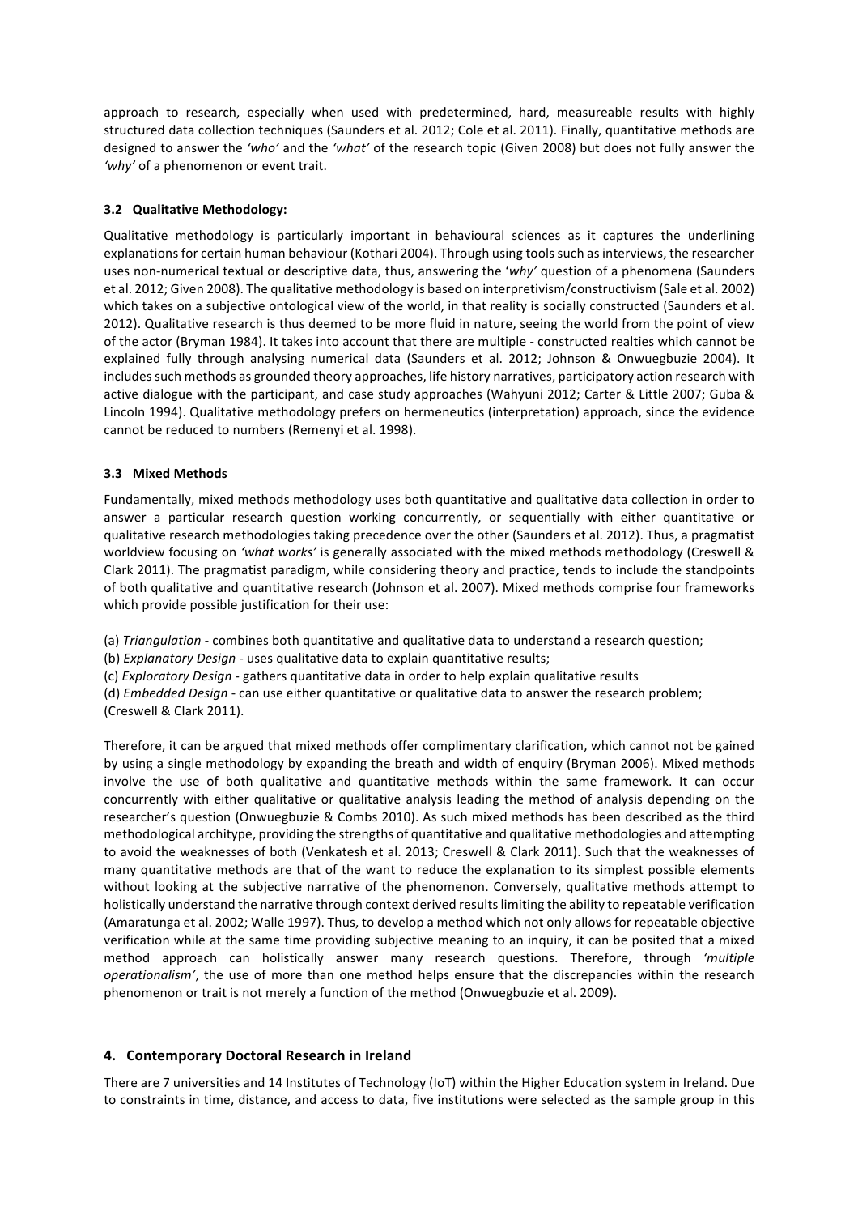approach to research, especially when used with predetermined, hard, measureable results with highly structured data collection techniques (Saunders et al. 2012; Cole et al. 2011). Finally, quantitative methods are designed to answer the *'who'* and the *'what'* of the research topic (Given 2008) but does not fully answer the *'why'* of a phenomenon or event trait.

### 3.2 Qualitative Methodology:

Qualitative methodology is particularly important in behavioural sciences as it captures the underlining explanations for certain human behaviour (Kothari 2004). Through using tools such as interviews, the researcher uses non-numerical textual or descriptive data, thus, answering the '*why'* question of a phenomena (Saunders et al. 2012; Given 2008). The qualitative methodology is based on interpretivism/constructivism (Sale et al. 2002) which takes on a subjective ontological view of the world, in that reality is socially constructed (Saunders et al. 2012). Qualitative research is thus deemed to be more fluid in nature, seeing the world from the point of view of the actor (Bryman 1984). It takes into account that there are multiple - constructed realties which cannot be explained fully through analysing numerical data (Saunders et al. 2012; Johnson & Onwuegbuzie 2004). It includes such methods as grounded theory approaches, life history narratives, participatory action research with active dialogue with the participant, and case study approaches (Wahyuni 2012; Carter & Little 2007; Guba & Lincoln 1994). Qualitative methodology prefers on hermeneutics (interpretation) approach, since the evidence cannot be reduced to numbers (Remenyi et al. 1998).

### 3.3 Mixed Methods

Fundamentally, mixed methods methodology uses both quantitative and qualitative data collection in order to answer a particular research question working concurrently, or sequentially with either quantitative or qualitative research methodologies taking precedence over the other (Saunders et al. 2012). Thus, a pragmatist worldview focusing on *'what works'* is generally associated with the mixed methods methodology (Creswell & Clark 2011). The pragmatist paradigm, while considering theory and practice, tends to include the standpoints of both qualitative and quantitative research (Johnson et al. 2007). Mixed methods comprise four frameworks which provide possible justification for their use:

(a) *Triangulation* - combines both quantitative and qualitative data to understand a research question;
(b) *Explanatory Design* - uses qualitative data to explain quantitative results;
(c) *Exploratory Design* - gathers quantitative data in order to help explain qualitative results
(d) *Embedded Design* - can use either quantitative or qualitative data to answer the research problem;
(Creswell & Clark 2011).

Therefore, it can be argued that mixed methods offer complimentary clarification, which cannot not be gained by using a single methodology by expanding the breath and width of enquiry (Bryman 2006). Mixed methods involve the use of both qualitative and quantitative methods within the same framework. It can occur concurrently with either qualitative or qualitative analysis leading the method of analysis depending on the researcher's question (Onwuegbuzie & Combs 2010). As such mixed methods has been described as the third methodological architype, providing the strengths of quantitative and qualitative methodologies and attempting to avoid the weaknesses of both (Venkatesh et al. 2013; Creswell & Clark 2011). Such that the weaknesses of many quantitative methods are that of the want to reduce the explanation to its simplest possible elements without looking at the subjective narrative of the phenomenon. Conversely, qualitative methods attempt to holistically understand the narrative through context derived results limiting the ability to repeatable verification (Amaratunga et al. 2002; Walle 1997). Thus, to develop a method which not only allows for repeatable objective verification while at the same time providing subjective meaning to an inquiry, it can be posited that a mixed method approach can holistically answer many research questions. Therefore, through *'multiple operationalism'*, the use of more than one method helps ensure that the discrepancies within the research phenomenon or trait is not merely a function of the method (Onwuegbuzie et al. 2009).

## 4. Contemporary Doctoral Research in Ireland

There are 7 universities and 14 Institutes of Technology (IoT) within the Higher Education system in Ireland. Due to constraints in time, distance, and access to data, five institutions were selected as the sample group in this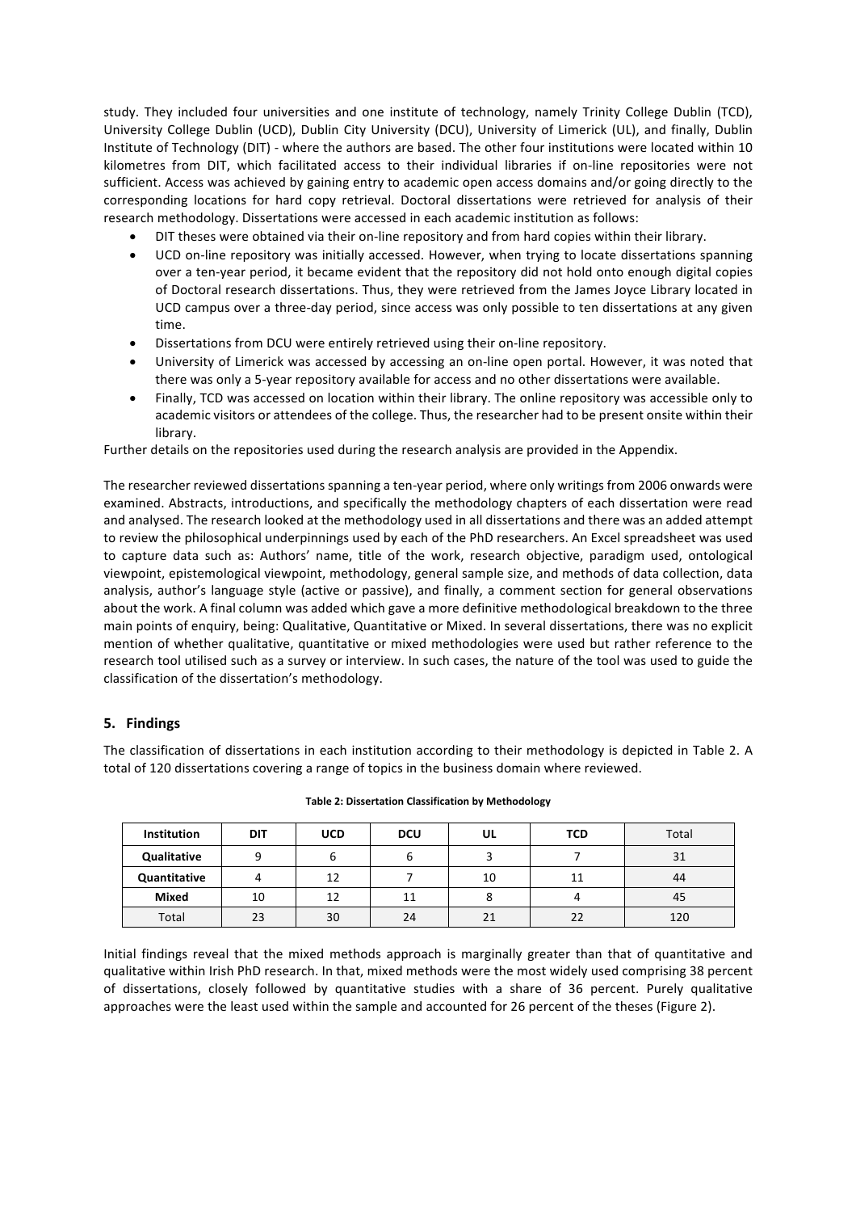study. They included four universities and one institute of technology, namely Trinity College Dublin (TCD), University College Dublin (UCD), Dublin City University (DCU), University of Limerick (UL), and finally, Dublin Institute of Technology (DIT) - where the authors are based. The other four institutions were located within 10 kilometres from DIT, which facilitated access to their individual libraries if on-line repositories were not sufficient. Access was achieved by gaining entry to academic open access domains and/or going directly to the corresponding locations for hard copy retrieval. Doctoral dissertations were retrieved for analysis of their research methodology. Dissertations were accessed in each academic institution as follows:

- DIT theses were obtained via their on-line repository and from hard copies within their library.
- UCD on-line repository was initially accessed. However, when trying to locate dissertations spanning over a ten-year period, it became evident that the repository did not hold onto enough digital copies of Doctoral research dissertations. Thus, they were retrieved from the James Joyce Library located in UCD campus over a three-day period, since access was only possible to ten dissertations at any given time.
- Dissertations from DCU were entirely retrieved using their on-line repository.
- University of Limerick was accessed by accessing an on-line open portal. However, it was noted that there was only a 5-year repository available for access and no other dissertations were available.
- Finally, TCD was accessed on location within their library. The online repository was accessible only to academic visitors or attendees of the college. Thus, the researcher had to be present onsite within their library.

Further details on the repositories used during the research analysis are provided in the Appendix.

The researcher reviewed dissertations spanning a ten-year period, where only writings from 2006 onwards were examined. Abstracts, introductions, and specifically the methodology chapters of each dissertation were read and analysed. The research looked at the methodology used in all dissertations and there was an added attempt to review the philosophical underpinnings used by each of the PhD researchers. An Excel spreadsheet was used to capture data such as: Authors' name, title of the work, research objective, paradigm used, ontological viewpoint, epistemological viewpoint, methodology, general sample size, and methods of data collection, data analysis, author's language style (active or passive), and finally, a comment section for general observations about the work. A final column was added which gave a more definitive methodological breakdown to the three main points of enquiry, being: Qualitative, Quantitative or Mixed. In several dissertations, there was no explicit mention of whether qualitative, quantitative or mixed methodologies were used but rather reference to the research tool utilised such as a survey or interview. In such cases, the nature of the tool was used to guide the classification of the dissertation's methodology.

## 5. Findings

The classification of dissertations in each institution according to their methodology is depicted in Table 2. A total of 120 dissertations covering a range of topics in the business domain where reviewed.

**Table 2: Dissertation Classification by Methodology**

| Institution | DIT | UCD | DCU | UL | TCD | Total |
|---|---|---|---|---|---|---|
| **Qualitative** | 9 | 6 | 6 | 3 | 7 | 31 |
| **Quantitative** | 4 | 12 | 7 | 10 | 11 | 44 |
| **Mixed** | 10 | 12 | 11 | 8 | 4 | 45 |
| Total | 23 | 30 | 24 | 21 | 22 | 120 |

Initial findings reveal that the mixed methods approach is marginally greater than that of quantitative and qualitative within Irish PhD research. In that, mixed methods were the most widely used comprising 38 percent of dissertations, closely followed by quantitative studies with a share of 36 percent. Purely qualitative approaches were the least used within the sample and accounted for 26 percent of the theses (Figure 2).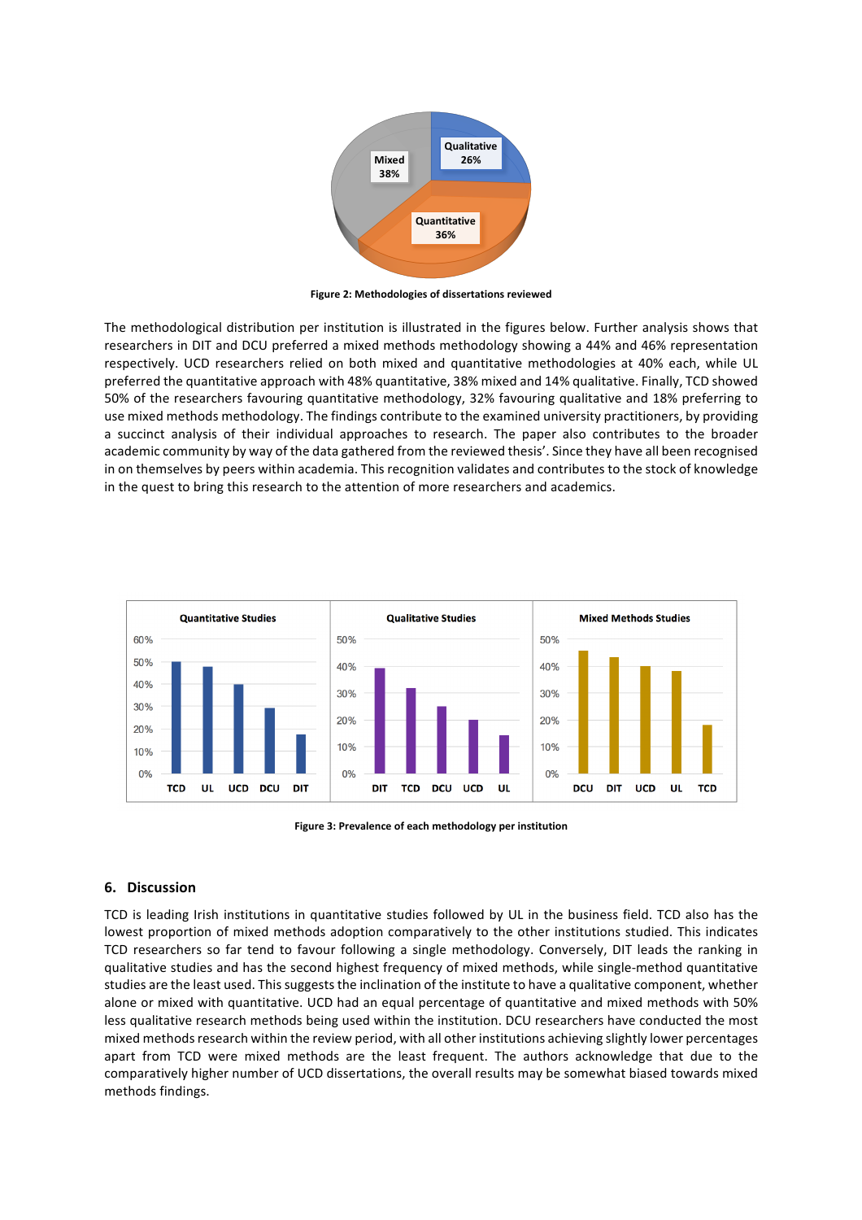Figure 2: Methodologies of dissertations reviewed

The methodological distribution per institution is illustrated in the figures below. Further analysis shows that researchers in DIT and DCU preferred a mixed methods methodology showing a 44% and 46% representation respectively. UCD researchers relied on both mixed and quantitative methodologies at 40% each, while UL preferred the quantitative approach with 48% quantitative, 38% mixed and 14% qualitative. Finally, TCD showed 50% of the researchers favouring quantitative methodology, 32% favouring qualitative and 18% preferring to use mixed methods methodology. The findings contribute to the examined university practitioners, by providing a succinct analysis of their individual approaches to research. The paper also contributes to the broader academic community by way of the data gathered from the reviewed thesis'. Since they have all been recognised in on themselves by peers within academia. This recognition validates and contributes to the stock of knowledge in the quest to bring this research to the attention of more researchers and academics.

Figure 3: Prevalence of each methodology per institution

## 6. Discussion

TCD is leading Irish institutions in quantitative studies followed by UL in the business field. TCD also has the lowest proportion of mixed methods adoption comparatively to the other institutions studied. This indicates TCD researchers so far tend to favour following a single methodology. Conversely, DIT leads the ranking in qualitative studies and has the second highest frequency of mixed methods, while single-method quantitative studies are the least used. This suggests the inclination of the institute to have a qualitative component, whether alone or mixed with quantitative. UCD had an equal percentage of quantitative and mixed methods with 50% less qualitative research methods being used within the institution. DCU researchers have conducted the most mixed methods research within the review period, with all other institutions achieving slightly lower percentages apart from TCD were mixed methods are the least frequent. The authors acknowledge that due to the comparatively higher number of UCD dissertations, the overall results may be somewhat biased towards mixed methods findings.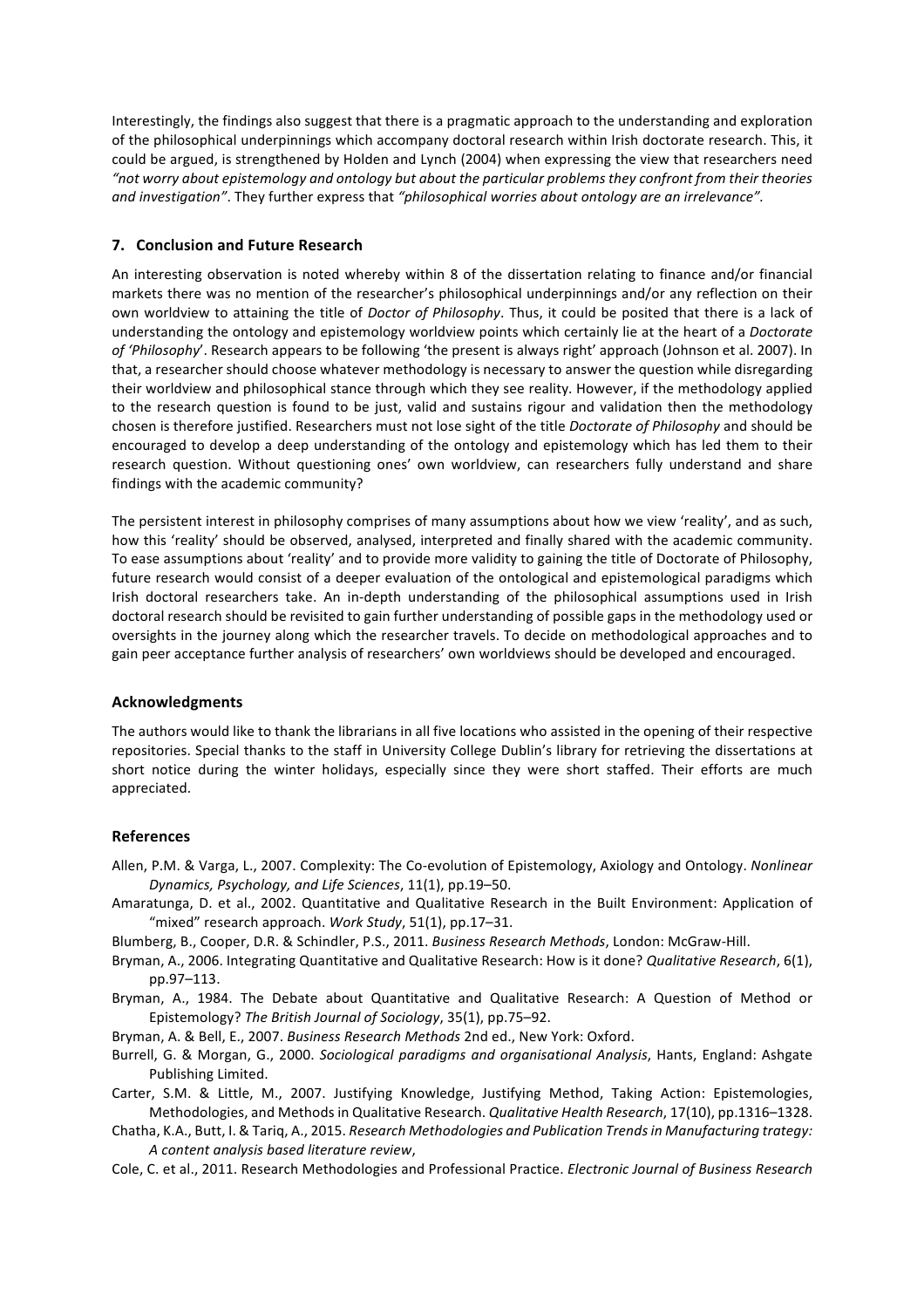Interestingly, the findings also suggest that there is a pragmatic approach to the understanding and exploration of the philosophical underpinnings which accompany doctoral research within Irish doctorate research. This, it could be argued, is strengthened by Holden and Lynch (2004) when expressing the view that researchers need *"not worry about epistemology and ontology but about the particular problems they confront from their theories and investigation"*. They further express that *"philosophical worries about ontology are an irrelevance".*

## 7. Conclusion and Future Research

An interesting observation is noted whereby within 8 of the dissertation relating to finance and/or financial markets there was no mention of the researcher's philosophical underpinnings and/or any reflection on their own worldview to attaining the title of *Doctor of Philosophy*. Thus, it could be posited that there is a lack of understanding the ontology and epistemology worldview points which certainly lie at the heart of a *Doctorate of 'Philosophy*'. Research appears to be following 'the present is always right' approach (Johnson et al. 2007). In that, a researcher should choose whatever methodology is necessary to answer the question while disregarding their worldview and philosophical stance through which they see reality. However, if the methodology applied to the research question is found to be just, valid and sustains rigour and validation then the methodology chosen is therefore justified. Researchers must not lose sight of the title *Doctorate of Philosophy* and should be encouraged to develop a deep understanding of the ontology and epistemology which has led them to their research question. Without questioning ones' own worldview, can researchers fully understand and share findings with the academic community?

The persistent interest in philosophy comprises of many assumptions about how we view 'reality', and as such, how this 'reality' should be observed, analysed, interpreted and finally shared with the academic community. To ease assumptions about 'reality' and to provide more validity to gaining the title of Doctorate of Philosophy, future research would consist of a deeper evaluation of the ontological and epistemological paradigms which Irish doctoral researchers take. An in-depth understanding of the philosophical assumptions used in Irish doctoral research should be revisited to gain further understanding of possible gaps in the methodology used or oversights in the journey along which the researcher travels. To decide on methodological approaches and to gain peer acceptance further analysis of researchers' own worldviews should be developed and encouraged.

## Acknowledgments

The authors would like to thank the librarians in all five locations who assisted in the opening of their respective repositories. Special thanks to the staff in University College Dublin's library for retrieving the dissertations at short notice during the winter holidays, especially since they were short staffed. Their efforts are much appreciated.

## References

Allen, P.M. & Varga, L., 2007. Complexity: The Co-evolution of Epistemology, Axiology and Ontology. *Nonlinear Dynamics, Psychology, and Life Sciences*, 11(1), pp.19–50.

Amaratunga, D. et al., 2002. Quantitative and Qualitative Research in the Built Environment: Application of "mixed" research approach. *Work Study*, 51(1), pp.17–31.

Blumberg, B., Cooper, D.R. & Schindler, P.S., 2011. *Business Research Methods*, London: McGraw-Hill.

Bryman, A., 2006. Integrating Quantitative and Qualitative Research: How is it done? *Qualitative Research*, 6(1), pp.97–113.

Bryman, A., 1984. The Debate about Quantitative and Qualitative Research: A Question of Method or Epistemology? *The British Journal of Sociology*, 35(1), pp.75–92.

Bryman, A. & Bell, E., 2007. *Business Research Methods* 2nd ed., New York: Oxford.

Burrell, G. & Morgan, G., 2000. *Sociological paradigms and organisational Analysis*, Hants, England: Ashgate Publishing Limited.

Carter, S.M. & Little, M., 2007. Justifying Knowledge, Justifying Method, Taking Action: Epistemologies, Methodologies, and Methods in Qualitative Research. *Qualitative Health Research*, 17(10), pp.1316–1328.

Chatha, K.A., Butt, I. & Tariq, A., 2015. *Research Methodologies and Publication Trends in Manufacturing trategy: A content analysis based literature review*,

Cole, C. et al., 2011. Research Methodologies and Professional Practice. *Electronic Journal of Business Research*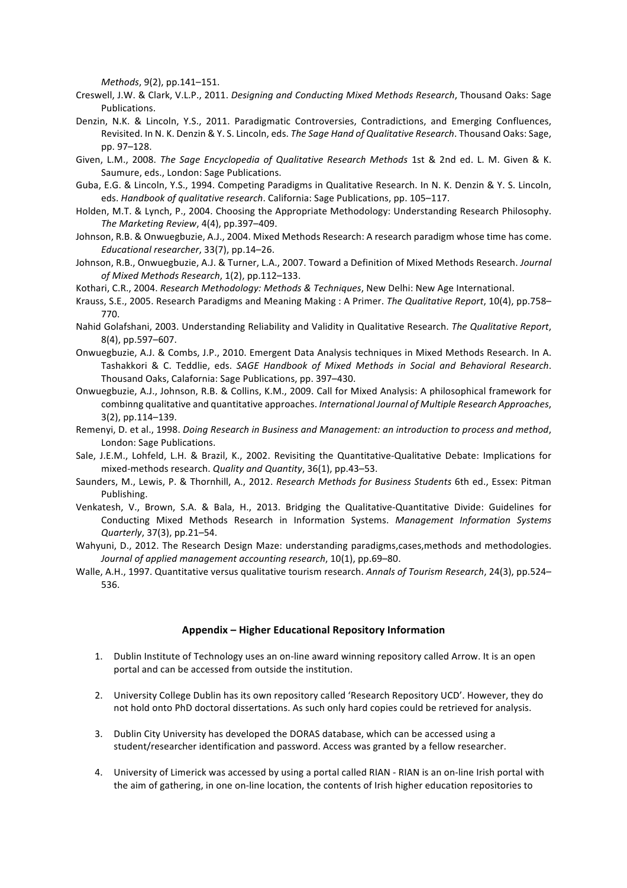*Methods*, 9(2), pp.141–151.

Creswell, J.W. & Clark, V.L.P., 2011. *Designing and Conducting Mixed Methods Research*, Thousand Oaks: Sage Publications.

Denzin, N.K. & Lincoln, Y.S., 2011. Paradigmatic Controversies, Contradictions, and Emerging Confluences, Revisited. In N. K. Denzin & Y. S. Lincoln, eds. *The Sage Hand of Qualitative Research*. Thousand Oaks: Sage, pp. 97–128.

Given, L.M., 2008. *The Sage Encyclopedia of Qualitative Research Methods* 1st & 2nd ed. L. M. Given & K. Saumure, eds., London: Sage Publications.

Guba, E.G. & Lincoln, Y.S., 1994. Competing Paradigms in Qualitative Research. In N. K. Denzin & Y. S. Lincoln, eds. *Handbook of qualitative research*. California: Sage Publications, pp. 105–117.

Holden, M.T. & Lynch, P., 2004. Choosing the Appropriate Methodology: Understanding Research Philosophy. *The Marketing Review*, 4(4), pp.397–409.

Johnson, R.B. & Onwuegbuzie, A.J., 2004. Mixed Methods Research: A research paradigm whose time has come. *Educational researcher*, 33(7), pp.14–26.

Johnson, R.B., Onwuegbuzie, A.J. & Turner, L.A., 2007. Toward a Definition of Mixed Methods Research. *Journal of Mixed Methods Research*, 1(2), pp.112–133.

Kothari, C.R., 2004. *Research Methodology: Methods & Techniques*, New Delhi: New Age International.

Krauss, S.E., 2005. Research Paradigms and Meaning Making : A Primer. *The Qualitative Report*, 10(4), pp.758–770.

Nahid Golafshani, 2003. Understanding Reliability and Validity in Qualitative Research. *The Qualitative Report*, 8(4), pp.597–607.

Onwuegbuzie, A.J. & Combs, J.P., 2010. Emergent Data Analysis techniques in Mixed Methods Research. In A. Tashakkori & C. Teddlie, eds. *SAGE Handbook of Mixed Methods in Social and Behavioral Research*. Thousand Oaks, Calafornia: Sage Publications, pp. 397–430.

Onwuegbuzie, A.J., Johnson, R.B. & Collins, K.M., 2009. Call for Mixed Analysis: A philosophical framework for combinng qualitative and quantitative approaches. *International Journal of Multiple Research Approaches*, 3(2), pp.114–139.

Remenyi, D. et al., 1998. *Doing Research in Business and Management: an introduction to process and method*, London: Sage Publications.

Sale, J.E.M., Lohfeld, L.H. & Brazil, K., 2002. Revisiting the Quantitative-Qualitative Debate: Implications for mixed-methods research. *Quality and Quantity*, 36(1), pp.43–53.

Saunders, M., Lewis, P. & Thornhill, A., 2012. *Research Methods for Business Students* 6th ed., Essex: Pitman Publishing.

Venkatesh, V., Brown, S.A. & Bala, H., 2013. Bridging the Qualitative-Quantitative Divide: Guidelines for Conducting Mixed Methods Research in Information Systems. *Management Information Systems Quarterly*, 37(3), pp.21–54.

Wahyuni, D., 2012. The Research Design Maze: understanding paradigms,cases,methods and methodologies. *Journal of applied management accounting research*, 10(1), pp.69–80.

Walle, A.H., 1997. Quantitative versus qualitative tourism research. *Annals of Tourism Research*, 24(3), pp.524–536.

## Appendix – Higher Educational Repository Information

1. Dublin Institute of Technology uses an on-line award winning repository called Arrow. It is an open portal and can be accessed from outside the institution.

2. University College Dublin has its own repository called 'Research Repository UCD'. However, they do not hold onto PhD doctoral dissertations. As such only hard copies could be retrieved for analysis.

3. Dublin City University has developed the DORAS database, which can be accessed using a student/researcher identification and password. Access was granted by a fellow researcher.

4. University of Limerick was accessed by using a portal called RIAN - RIAN is an on-line Irish portal with the aim of gathering, in one on-line location, the contents of Irish higher education repositories to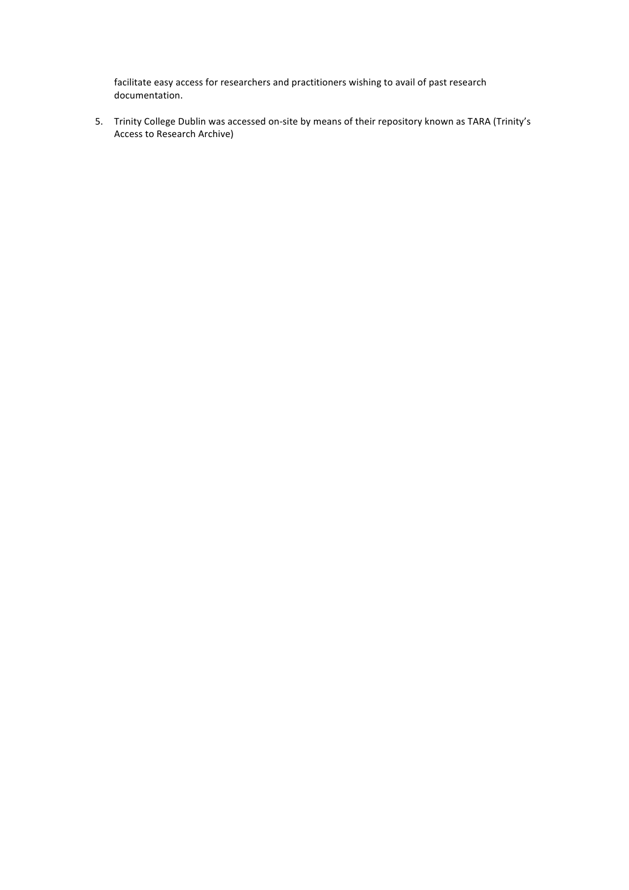facilitate easy access for researchers and practitioners wishing to avail of past research documentation.

5. Trinity College Dublin was accessed on-site by means of their repository known as TARA (Trinity's Access to Research Archive)